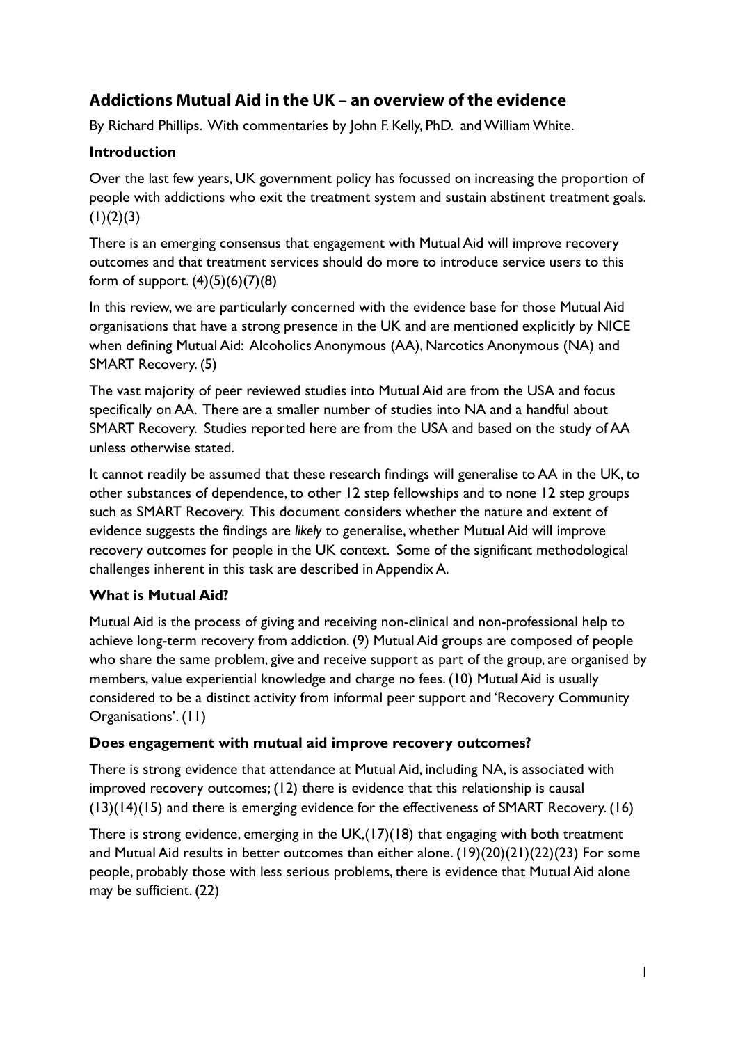## Addictions Mutual Aid in the UK – an overview of the evidence

By Richard Phillips. With commentaries by John F. Kelly, PhD. and William White.

### Introduction

Over the last few years, UK government policy has focussed on increasing the proportion of people with addictions who exit the treatment system and sustain abstinent treatment goals. (1)(2)(3)

There is an emerging consensus that engagement with Mutual Aid will improve recovery outcomes and that treatment services should do more to introduce service users to this form of support. (4)(5)(6)(7)(8)

In this review, we are particularly concerned with the evidence base for those Mutual Aid organisations that have a strong presence in the UK and are mentioned explicitly by NICE when defining Mutual Aid: Alcoholics Anonymous (AA), Narcotics Anonymous (NA) and SMART Recovery. (5)

The vast majority of peer reviewed studies into Mutual Aid are from the USA and focus specifically on AA. There are a smaller number of studies into NA and a handful about SMART Recovery. Studies reported here are from the USA and based on the study of AA unless otherwise stated.

It cannot readily be assumed that these research findings will generalise to AA in the UK, to other substances of dependence, to other 12 step fellowships and to none 12 step groups such as SMART Recovery. This document considers whether the nature and extent of evidence suggests the findings are *likely* to generalise, whether Mutual Aid will improve recovery outcomes for people in the UK context. Some of the significant methodological challenges inherent in this task are described in Appendix A.

### What is Mutual Aid?

Mutual Aid is the process of giving and receiving non-clinical and non-professional help to achieve long-term recovery from addiction. (9) Mutual Aid groups are composed of people who share the same problem, give and receive support as part of the group, are organised by members, value experiential knowledge and charge no fees. (10) Mutual Aid is usually considered to be a distinct activity from informal peer support and 'Recovery Community Organisations'. (11)

### Does engagement with mutual aid improve recovery outcomes?

There is strong evidence that attendance at Mutual Aid, including NA, is associated with improved recovery outcomes; (12) there is evidence that this relationship is causal (13)(14)(15) and there is emerging evidence for the effectiveness of SMART Recovery. (16)

There is strong evidence, emerging in the UK,(17)(18) that engaging with both treatment and Mutual Aid results in better outcomes than either alone. (19)(20)(21)(22)(23) For some people, probably those with less serious problems, there is evidence that Mutual Aid alone may be sufficient. (22)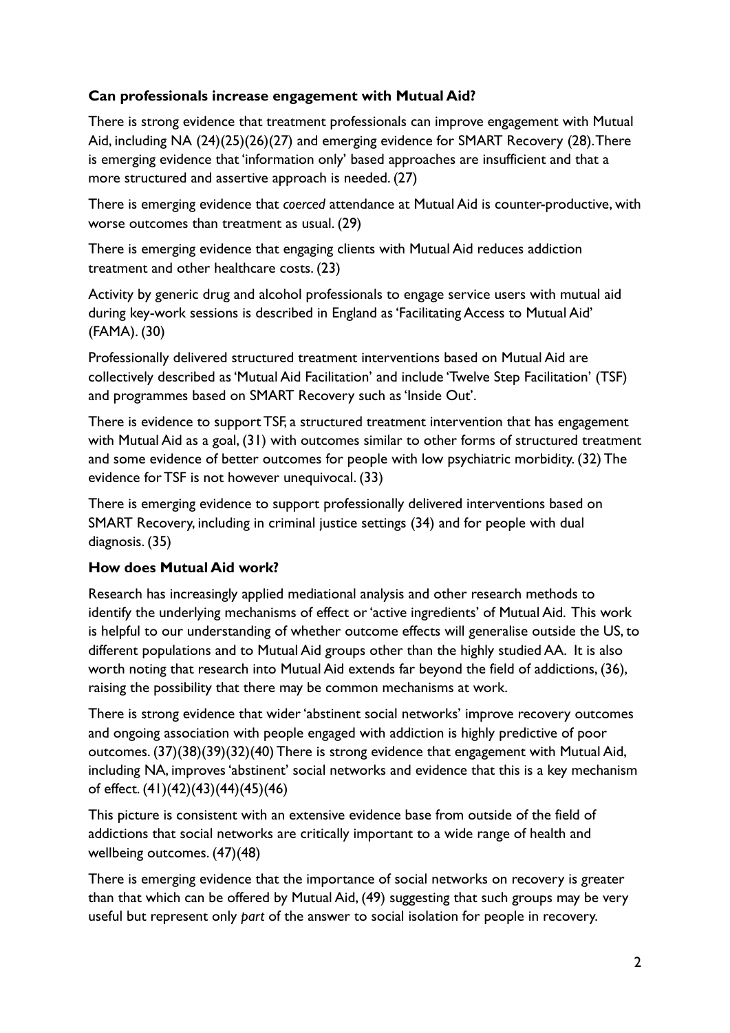**Can professionals increase engagement with Mutual Aid?**

There is strong evidence that treatment professionals can improve engagement with Mutual Aid, including NA (24)(25)(26)(27) and emerging evidence for SMART Recovery (28). There is emerging evidence that 'information only' based approaches are insufficient and that a more structured and assertive approach is needed. (27)

There is emerging evidence that *coerced* attendance at Mutual Aid is counter-productive, with worse outcomes than treatment as usual. (29)

There is emerging evidence that engaging clients with Mutual Aid reduces addiction treatment and other healthcare costs. (23)

Activity by generic drug and alcohol professionals to engage service users with mutual aid during key-work sessions is described in England as 'Facilitating Access to Mutual Aid' (FAMA). (30)

Professionally delivered structured treatment interventions based on Mutual Aid are collectively described as 'Mutual Aid Facilitation' and include 'Twelve Step Facilitation' (TSF) and programmes based on SMART Recovery such as 'Inside Out'.

There is evidence to support TSF, a structured treatment intervention that has engagement with Mutual Aid as a goal, (31) with outcomes similar to other forms of structured treatment and some evidence of better outcomes for people with low psychiatric morbidity. (32) The evidence for TSF is not however unequivocal. (33)

There is emerging evidence to support professionally delivered interventions based on SMART Recovery, including in criminal justice settings (34) and for people with dual diagnosis. (35)

**How does Mutual Aid work?**

Research has increasingly applied mediational analysis and other research methods to identify the underlying mechanisms of effect or 'active ingredients' of Mutual Aid. This work is helpful to our understanding of whether outcome effects will generalise outside the US, to different populations and to Mutual Aid groups other than the highly studied AA. It is also worth noting that research into Mutual Aid extends far beyond the field of addictions, (36), raising the possibility that there may be common mechanisms at work.

There is strong evidence that wider 'abstinent social networks' improve recovery outcomes and ongoing association with people engaged with addiction is highly predictive of poor outcomes. (37)(38)(39)(32)(40) There is strong evidence that engagement with Mutual Aid, including NA, improves 'abstinent' social networks and evidence that this is a key mechanism of effect. (41)(42)(43)(44)(45)(46)

This picture is consistent with an extensive evidence base from outside of the field of addictions that social networks are critically important to a wide range of health and wellbeing outcomes. (47)(48)

There is emerging evidence that the importance of social networks on recovery is greater than that which can be offered by Mutual Aid, (49) suggesting that such groups may be very useful but represent only *part* of the answer to social isolation for people in recovery.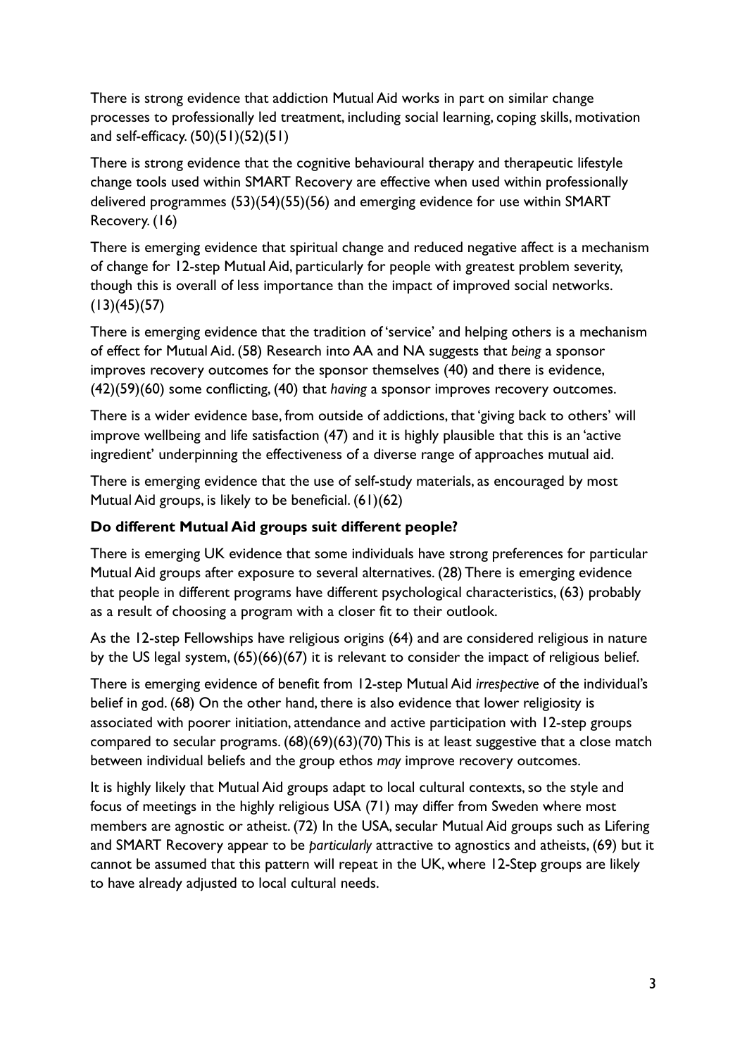There is strong evidence that addiction Mutual Aid works in part on similar change processes to professionally led treatment, including social learning, coping skills, motivation and self-efficacy. (50)(51)(52)(51)

There is strong evidence that the cognitive behavioural therapy and therapeutic lifestyle change tools used within SMART Recovery are effective when used within professionally delivered programmes (53)(54)(55)(56) and emerging evidence for use within SMART Recovery. (16)

There is emerging evidence that spiritual change and reduced negative affect is a mechanism of change for 12-step Mutual Aid, particularly for people with greatest problem severity, though this is overall of less importance than the impact of improved social networks. (13)(45)(57)

There is emerging evidence that the tradition of 'service' and helping others is a mechanism of effect for Mutual Aid. (58) Research into AA and NA suggests that *being* a sponsor improves recovery outcomes for the sponsor themselves (40) and there is evidence, (42)(59)(60) some conflicting, (40) that *having* a sponsor improves recovery outcomes.

There is a wider evidence base, from outside of addictions, that 'giving back to others' will improve wellbeing and life satisfaction (47) and it is highly plausible that this is an 'active ingredient' underpinning the effectiveness of a diverse range of approaches mutual aid.

There is emerging evidence that the use of self-study materials, as encouraged by most Mutual Aid groups, is likely to be beneficial. (61)(62)

**Do different Mutual Aid groups suit different people?**

There is emerging UK evidence that some individuals have strong preferences for particular Mutual Aid groups after exposure to several alternatives. (28) There is emerging evidence that people in different programs have different psychological characteristics, (63) probably as a result of choosing a program with a closer fit to their outlook.

As the 12-step Fellowships have religious origins (64) and are considered religious in nature by the US legal system, (65)(66)(67) it is relevant to consider the impact of religious belief.

There is emerging evidence of benefit from 12-step Mutual Aid *irrespective* of the individual's belief in god. (68) On the other hand, there is also evidence that lower religiosity is associated with poorer initiation, attendance and active participation with 12-step groups compared to secular programs. (68)(69)(63)(70) This is at least suggestive that a close match between individual beliefs and the group ethos *may* improve recovery outcomes.

It is highly likely that Mutual Aid groups adapt to local cultural contexts, so the style and focus of meetings in the highly religious USA (71) may differ from Sweden where most members are agnostic or atheist. (72) In the USA, secular Mutual Aid groups such as Lifering and SMART Recovery appear to be *particularly* attractive to agnostics and atheists, (69) but it cannot be assumed that this pattern will repeat in the UK, where 12-Step groups are likely to have already adjusted to local cultural needs.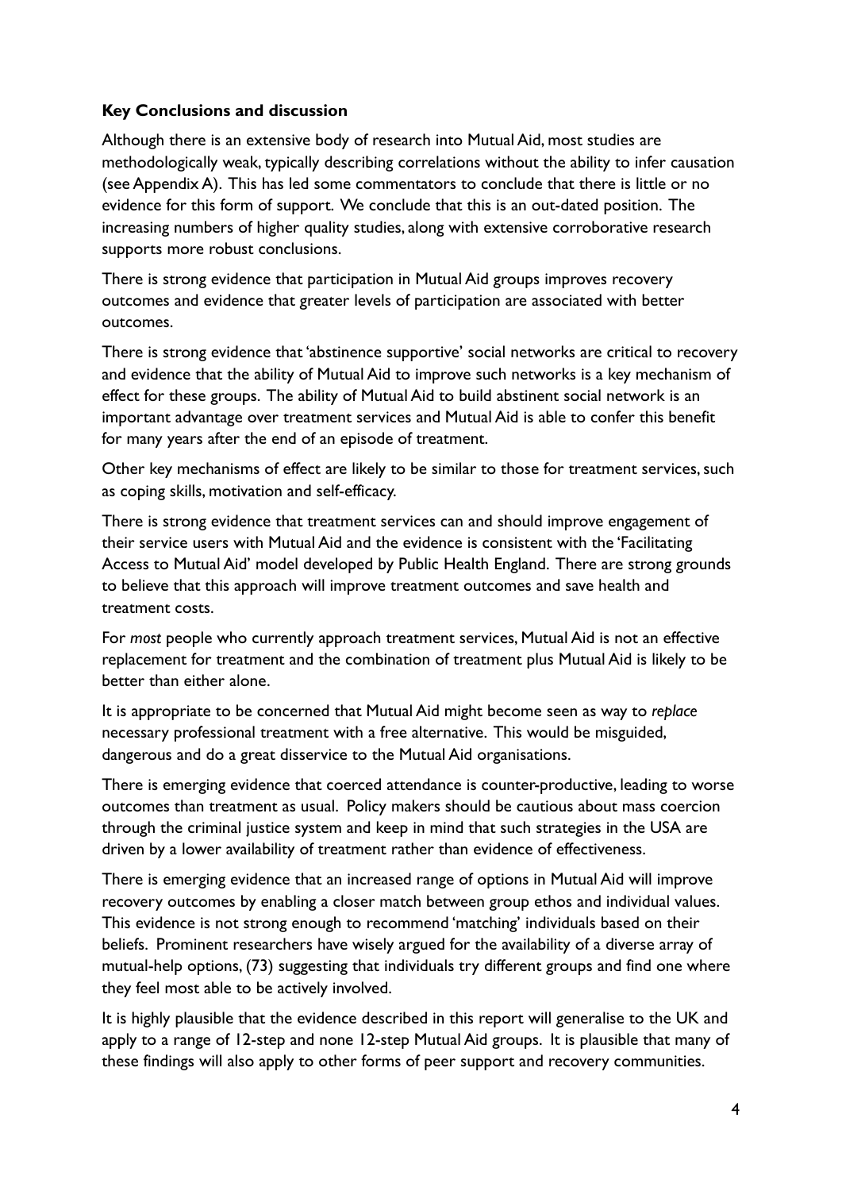**Key Conclusions and discussion**

Although there is an extensive body of research into Mutual Aid, most studies are methodologically weak, typically describing correlations without the ability to infer causation (see Appendix A). This has led some commentators to conclude that there is little or no evidence for this form of support. We conclude that this is an out-dated position. The increasing numbers of higher quality studies, along with extensive corroborative research supports more robust conclusions.

There is strong evidence that participation in Mutual Aid groups improves recovery outcomes and evidence that greater levels of participation are associated with better outcomes.

There is strong evidence that 'abstinence supportive' social networks are critical to recovery and evidence that the ability of Mutual Aid to improve such networks is a key mechanism of effect for these groups. The ability of Mutual Aid to build abstinent social network is an important advantage over treatment services and Mutual Aid is able to confer this benefit for many years after the end of an episode of treatment.

Other key mechanisms of effect are likely to be similar to those for treatment services, such as coping skills, motivation and self-efficacy.

There is strong evidence that treatment services can and should improve engagement of their service users with Mutual Aid and the evidence is consistent with the 'Facilitating Access to Mutual Aid' model developed by Public Health England. There are strong grounds to believe that this approach will improve treatment outcomes and save health and treatment costs.

For *most* people who currently approach treatment services, Mutual Aid is not an effective replacement for treatment and the combination of treatment plus Mutual Aid is likely to be better than either alone.

It is appropriate to be concerned that Mutual Aid might become seen as way to *replace* necessary professional treatment with a free alternative. This would be misguided, dangerous and do a great disservice to the Mutual Aid organisations.

There is emerging evidence that coerced attendance is counter-productive, leading to worse outcomes than treatment as usual. Policy makers should be cautious about mass coercion through the criminal justice system and keep in mind that such strategies in the USA are driven by a lower availability of treatment rather than evidence of effectiveness.

There is emerging evidence that an increased range of options in Mutual Aid will improve recovery outcomes by enabling a closer match between group ethos and individual values. This evidence is not strong enough to recommend 'matching' individuals based on their beliefs. Prominent researchers have wisely argued for the availability of a diverse array of mutual-help options, (73) suggesting that individuals try different groups and find one where they feel most able to be actively involved.

It is highly plausible that the evidence described in this report will generalise to the UK and apply to a range of 12-step and none 12-step Mutual Aid groups. It is plausible that many of these findings will also apply to other forms of peer support and recovery communities.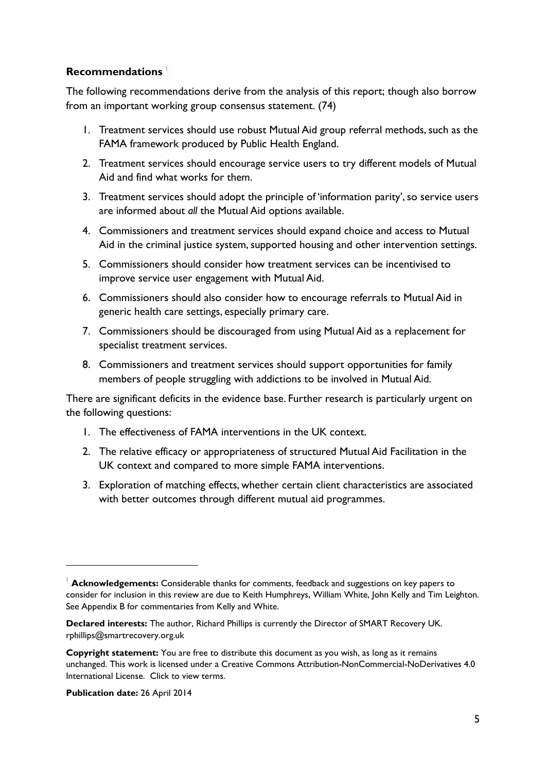## Recommendations [1]

The following recommendations derive from the analysis of this report; though also borrow from an important working group consensus statement. (74)

1. Treatment services should use robust Mutual Aid group referral methods, such as the FAMA framework produced by Public Health England.
2. Treatment services should encourage service users to try different models of Mutual Aid and find what works for them.
3. Treatment services should adopt the principle of 'information parity', so service users are informed about *all* the Mutual Aid options available.
4. Commissioners and treatment services should expand choice and access to Mutual Aid in the criminal justice system, supported housing and other intervention settings.
5. Commissioners should consider how treatment services can be incentivised to improve service user engagement with Mutual Aid.
6. Commissioners should also consider how to encourage referrals to Mutual Aid in generic health care settings, especially primary care.
7. Commissioners should be discouraged from using Mutual Aid as a replacement for specialist treatment services.
8. Commissioners and treatment services should support opportunities for family members of people struggling with addictions to be involved in Mutual Aid.

There are significant deficits in the evidence base. Further research is particularly urgent on the following questions:

1. The effectiveness of FAMA interventions in the UK context.
2. The relative efficacy or appropriateness of structured Mutual Aid Facilitation in the UK context and compared to more simple FAMA interventions.
3. Exploration of matching effects, whether certain client characteristics are associated with better outcomes through different mutual aid programmes.

---

[1] **Acknowledgements:** Considerable thanks for comments, feedback and suggestions on key papers to consider for inclusion in this review are due to Keith Humphreys, William White, John Kelly and Tim Leighton. See Appendix B for commentaries from Kelly and White.

**Declared interests:** The author, Richard Phillips is currently the Director of SMART Recovery UK. rphillips@smartrecovery.org.uk

**Copyright statement:** You are free to distribute this document as you wish, as long as it remains unchanged. This work is licensed under a Creative Commons Attribution-NonCommercial-NoDerivatives 4.0 International License. Click to view terms.

**Publication date:** 26 April 2014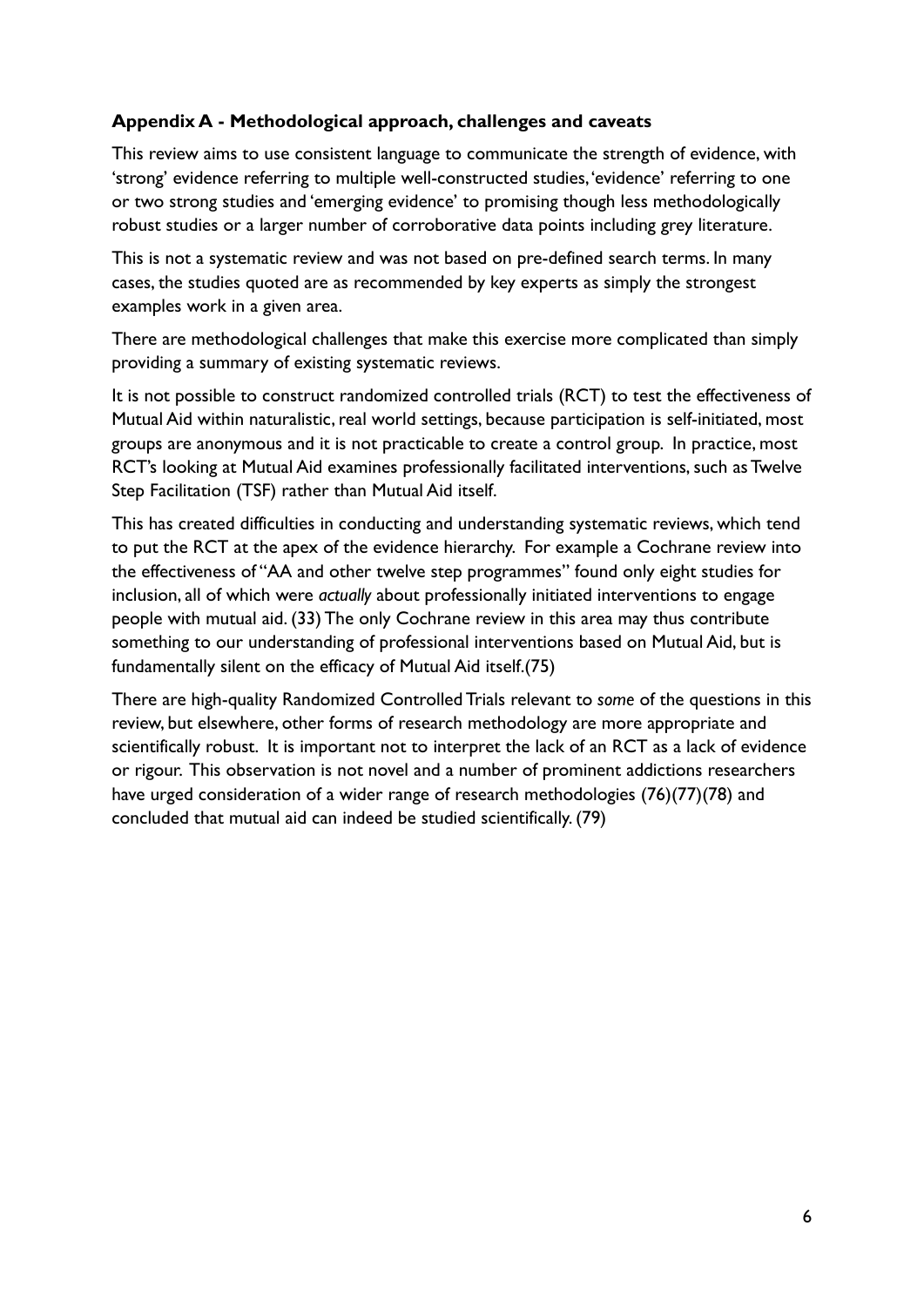**Appendix A - Methodological approach, challenges and caveats**

This review aims to use consistent language to communicate the strength of evidence, with 'strong' evidence referring to multiple well-constructed studies, 'evidence' referring to one or two strong studies and 'emerging evidence' to promising though less methodologically robust studies or a larger number of corroborative data points including grey literature.

This is not a systematic review and was not based on pre-defined search terms. In many cases, the studies quoted are as recommended by key experts as simply the strongest examples work in a given area.

There are methodological challenges that make this exercise more complicated than simply providing a summary of existing systematic reviews.

It is not possible to construct randomized controlled trials (RCT) to test the effectiveness of Mutual Aid within naturalistic, real world settings, because participation is self-initiated, most groups are anonymous and it is not practicable to create a control group. In practice, most RCT's looking at Mutual Aid examines professionally facilitated interventions, such as Twelve Step Facilitation (TSF) rather than Mutual Aid itself.

This has created difficulties in conducting and understanding systematic reviews, which tend to put the RCT at the apex of the evidence hierarchy. For example a Cochrane review into the effectiveness of "AA and other twelve step programmes" found only eight studies for inclusion, all of which were *actually* about professionally initiated interventions to engage people with mutual aid. (33) The only Cochrane review in this area may thus contribute something to our understanding of professional interventions based on Mutual Aid, but is fundamentally silent on the efficacy of Mutual Aid itself.(75)

There are high-quality Randomized Controlled Trials relevant to *some* of the questions in this review, but elsewhere, other forms of research methodology are more appropriate and scientifically robust. It is important not to interpret the lack of an RCT as a lack of evidence or rigour. This observation is not novel and a number of prominent addictions researchers have urged consideration of a wider range of research methodologies (76)(77)(78) and concluded that mutual aid can indeed be studied scientifically. (79)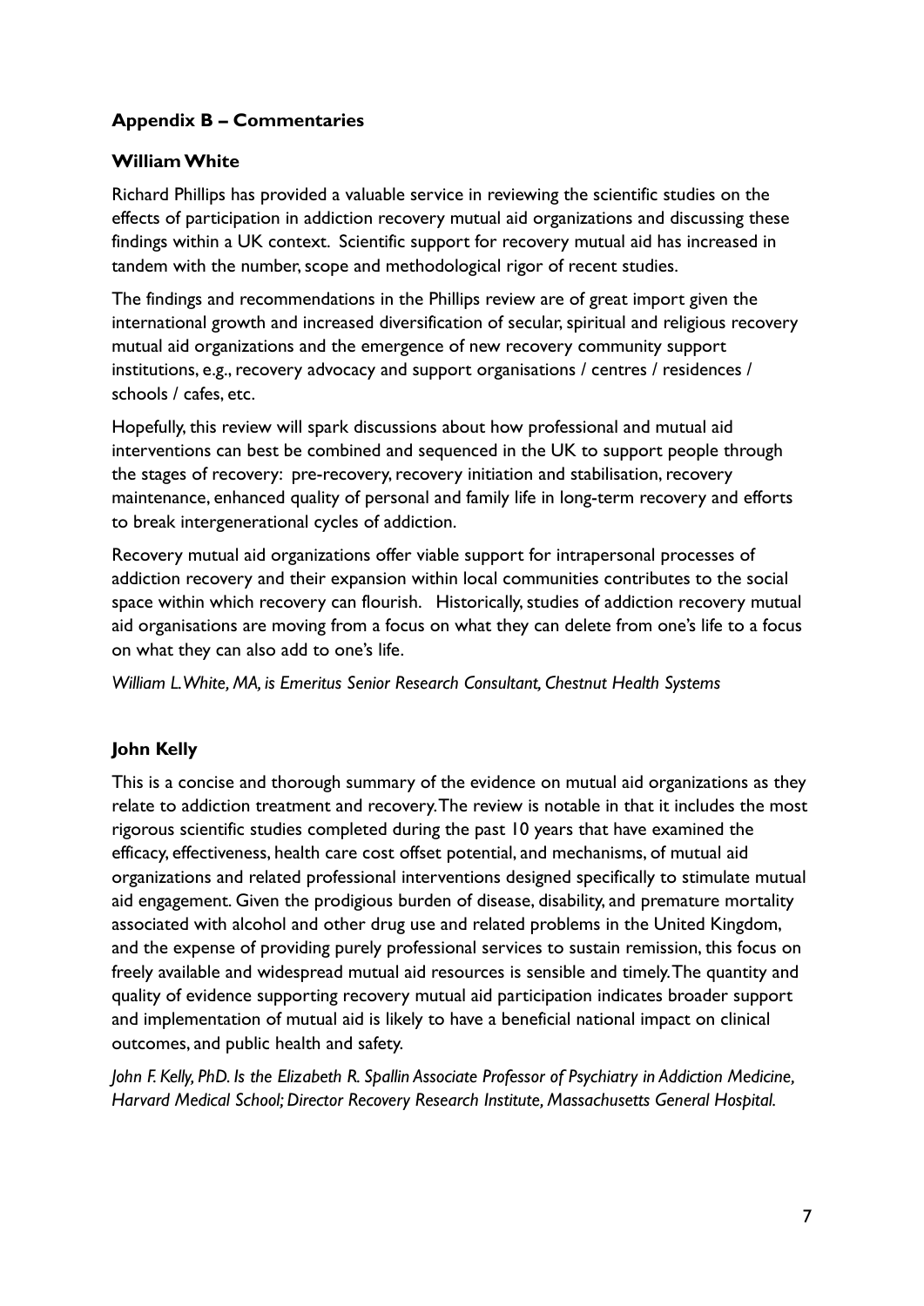## Appendix B – Commentaries

### William White

Richard Phillips has provided a valuable service in reviewing the scientific studies on the effects of participation in addiction recovery mutual aid organizations and discussing these findings within a UK context. Scientific support for recovery mutual aid has increased in tandem with the number, scope and methodological rigor of recent studies.

The findings and recommendations in the Phillips review are of great import given the international growth and increased diversification of secular, spiritual and religious recovery mutual aid organizations and the emergence of new recovery community support institutions, e.g., recovery advocacy and support organisations / centres / residences / schools / cafes, etc.

Hopefully, this review will spark discussions about how professional and mutual aid interventions can best be combined and sequenced in the UK to support people through the stages of recovery: pre-recovery, recovery initiation and stabilisation, recovery maintenance, enhanced quality of personal and family life in long-term recovery and efforts to break intergenerational cycles of addiction.

Recovery mutual aid organizations offer viable support for intrapersonal processes of addiction recovery and their expansion within local communities contributes to the social space within which recovery can flourish. Historically, studies of addiction recovery mutual aid organisations are moving from a focus on what they can delete from one's life to a focus on what they can also add to one's life.

*William L. White, MA, is Emeritus Senior Research Consultant, Chestnut Health Systems*

### John Kelly

This is a concise and thorough summary of the evidence on mutual aid organizations as they relate to addiction treatment and recovery. The review is notable in that it includes the most rigorous scientific studies completed during the past 10 years that have examined the efficacy, effectiveness, health care cost offset potential, and mechanisms, of mutual aid organizations and related professional interventions designed specifically to stimulate mutual aid engagement. Given the prodigious burden of disease, disability, and premature mortality associated with alcohol and other drug use and related problems in the United Kingdom, and the expense of providing purely professional services to sustain remission, this focus on freely available and widespread mutual aid resources is sensible and timely. The quantity and quality of evidence supporting recovery mutual aid participation indicates broader support and implementation of mutual aid is likely to have a beneficial national impact on clinical outcomes, and public health and safety.

*John F. Kelly, PhD. Is the Elizabeth R. Spallin Associate Professor of Psychiatry in Addiction Medicine, Harvard Medical School; Director Recovery Research Institute, Massachusetts General Hospital.*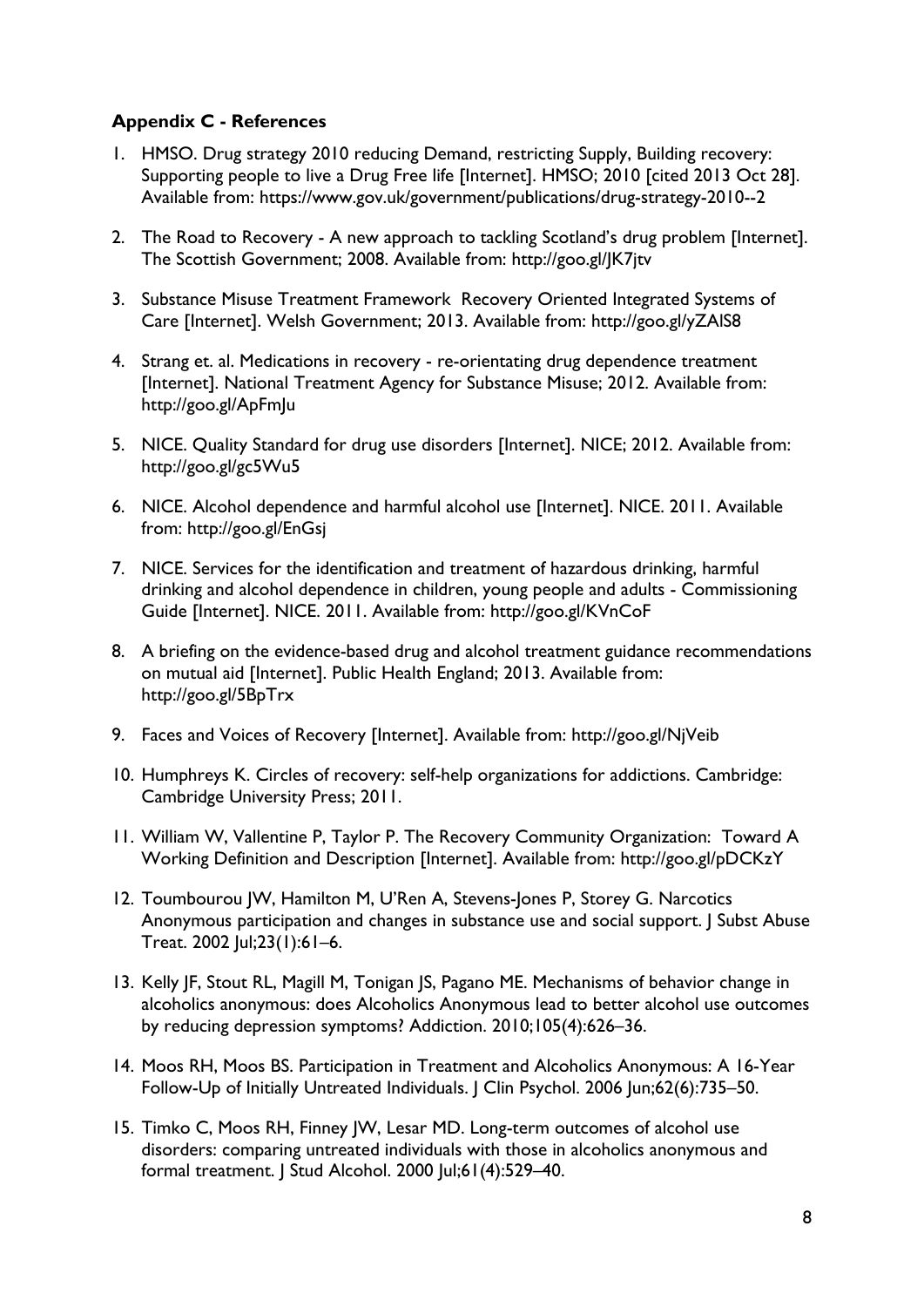**Appendix C - References**

1. HMSO. Drug strategy 2010 reducing Demand, restricting Supply, Building recovery: Supporting people to live a Drug Free life [Internet]. HMSO; 2010 [cited 2013 Oct 28]. Available from: https://www.gov.uk/government/publications/drug-strategy-2010--2

2. The Road to Recovery - A new approach to tackling Scotland's drug problem [Internet]. The Scottish Government; 2008. Available from: http://goo.gl/JK7jtv

3. Substance Misuse Treatment Framework Recovery Oriented Integrated Systems of Care [Internet]. Welsh Government; 2013. Available from: http://goo.gl/yZAlS8

4. Strang et. al. Medications in recovery - re-orientating drug dependence treatment [Internet]. National Treatment Agency for Substance Misuse; 2012. Available from: http://goo.gl/ApFmJu

5. NICE. Quality Standard for drug use disorders [Internet]. NICE; 2012. Available from: http://goo.gl/gc5Wu5

6. NICE. Alcohol dependence and harmful alcohol use [Internet]. NICE. 2011. Available from: http://goo.gl/EnGsj

7. NICE. Services for the identification and treatment of hazardous drinking, harmful drinking and alcohol dependence in children, young people and adults - Commissioning Guide [Internet]. NICE. 2011. Available from: http://goo.gl/KVnCoF

8. A briefing on the evidence-based drug and alcohol treatment guidance recommendations on mutual aid [Internet]. Public Health England; 2013. Available from: http://goo.gl/5BpTrx

9. Faces and Voices of Recovery [Internet]. Available from: http://goo.gl/NjVeib

10. Humphreys K. Circles of recovery: self-help organizations for addictions. Cambridge: Cambridge University Press; 2011.

11. William W, Vallentine P, Taylor P. The Recovery Community Organization: Toward A Working Definition and Description [Internet]. Available from: http://goo.gl/pDCKzY

12. Toumbourou JW, Hamilton M, U'Ren A, Stevens-Jones P, Storey G. Narcotics Anonymous participation and changes in substance use and social support. J Subst Abuse Treat. 2002 Jul;23(1):61–6.

13. Kelly JF, Stout RL, Magill M, Tonigan JS, Pagano ME. Mechanisms of behavior change in alcoholics anonymous: does Alcoholics Anonymous lead to better alcohol use outcomes by reducing depression symptoms? Addiction. 2010;105(4):626–36.

14. Moos RH, Moos BS. Participation in Treatment and Alcoholics Anonymous: A 16-Year Follow-Up of Initially Untreated Individuals. J Clin Psychol. 2006 Jun;62(6):735–50.

15. Timko C, Moos RH, Finney JW, Lesar MD. Long-term outcomes of alcohol use disorders: comparing untreated individuals with those in alcoholics anonymous and formal treatment. J Stud Alcohol. 2000 Jul;61(4):529–40.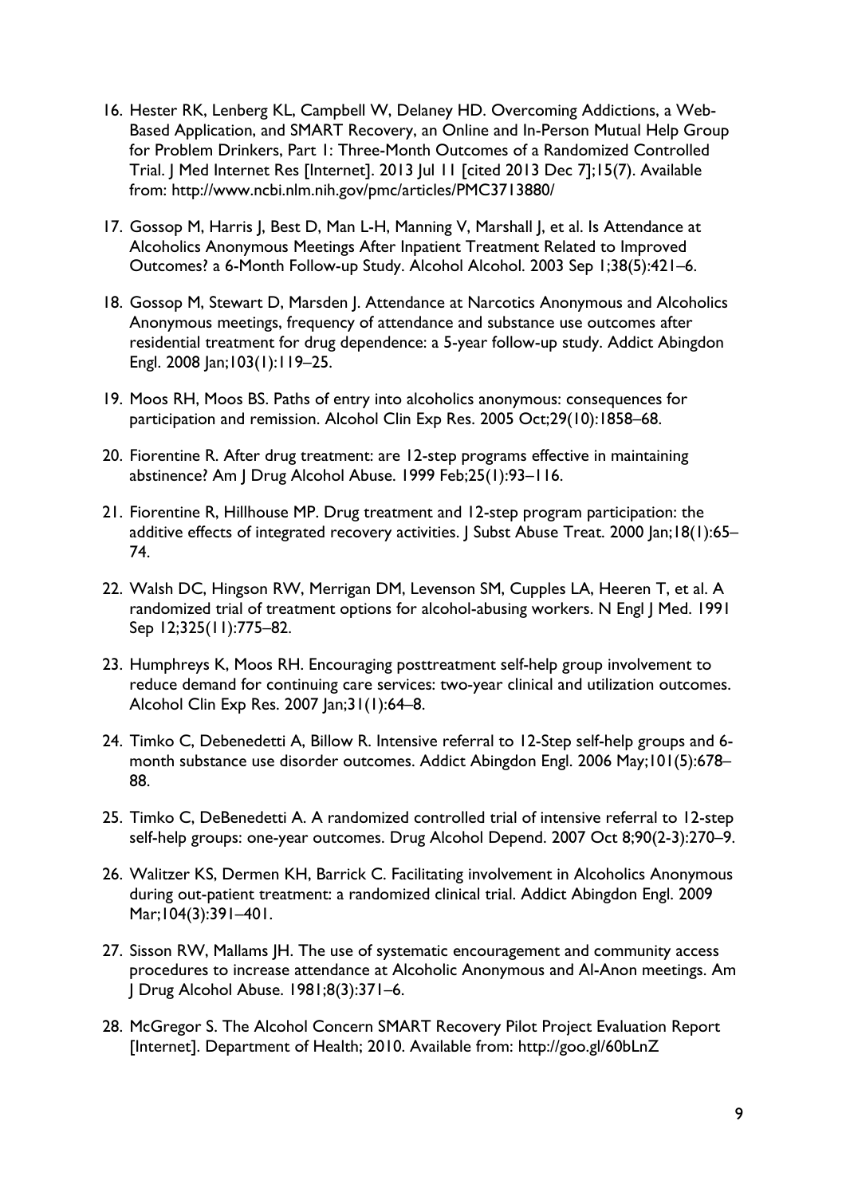16. Hester RK, Lenberg KL, Campbell W, Delaney HD. Overcoming Addictions, a Web-Based Application, and SMART Recovery, an Online and In-Person Mutual Help Group for Problem Drinkers, Part 1: Three-Month Outcomes of a Randomized Controlled Trial. J Med Internet Res [Internet]. 2013 Jul 11 [cited 2013 Dec 7];15(7). Available from: http://www.ncbi.nlm.nih.gov/pmc/articles/PMC3713880/

17. Gossop M, Harris J, Best D, Man L-H, Manning V, Marshall J, et al. Is Attendance at Alcoholics Anonymous Meetings After Inpatient Treatment Related to Improved Outcomes? a 6-Month Follow-up Study. Alcohol Alcohol. 2003 Sep 1;38(5):421–6.

18. Gossop M, Stewart D, Marsden J. Attendance at Narcotics Anonymous and Alcoholics Anonymous meetings, frequency of attendance and substance use outcomes after residential treatment for drug dependence: a 5-year follow-up study. Addict Abingdon Engl. 2008 Jan;103(1):119–25.

19. Moos RH, Moos BS. Paths of entry into alcoholics anonymous: consequences for participation and remission. Alcohol Clin Exp Res. 2005 Oct;29(10):1858–68.

20. Fiorentine R. After drug treatment: are 12-step programs effective in maintaining abstinence? Am J Drug Alcohol Abuse. 1999 Feb;25(1):93–116.

21. Fiorentine R, Hillhouse MP. Drug treatment and 12-step program participation: the additive effects of integrated recovery activities. J Subst Abuse Treat. 2000 Jan;18(1):65–74.

22. Walsh DC, Hingson RW, Merrigan DM, Levenson SM, Cupples LA, Heeren T, et al. A randomized trial of treatment options for alcohol-abusing workers. N Engl J Med. 1991 Sep 12;325(11):775–82.

23. Humphreys K, Moos RH. Encouraging posttreatment self-help group involvement to reduce demand for continuing care services: two-year clinical and utilization outcomes. Alcohol Clin Exp Res. 2007 Jan;31(1):64–8.

24. Timko C, Debenedetti A, Billow R. Intensive referral to 12-Step self-help groups and 6-month substance use disorder outcomes. Addict Abingdon Engl. 2006 May;101(5):678–88.

25. Timko C, DeBenedetti A. A randomized controlled trial of intensive referral to 12-step self-help groups: one-year outcomes. Drug Alcohol Depend. 2007 Oct 8;90(2-3):270–9.

26. Walitzer KS, Dermen KH, Barrick C. Facilitating involvement in Alcoholics Anonymous during out-patient treatment: a randomized clinical trial. Addict Abingdon Engl. 2009 Mar;104(3):391–401.

27. Sisson RW, Mallams JH. The use of systematic encouragement and community access procedures to increase attendance at Alcoholic Anonymous and Al-Anon meetings. Am J Drug Alcohol Abuse. 1981;8(3):371–6.

28. McGregor S. The Alcohol Concern SMART Recovery Pilot Project Evaluation Report [Internet]. Department of Health; 2010. Available from: http://goo.gl/60bLnZ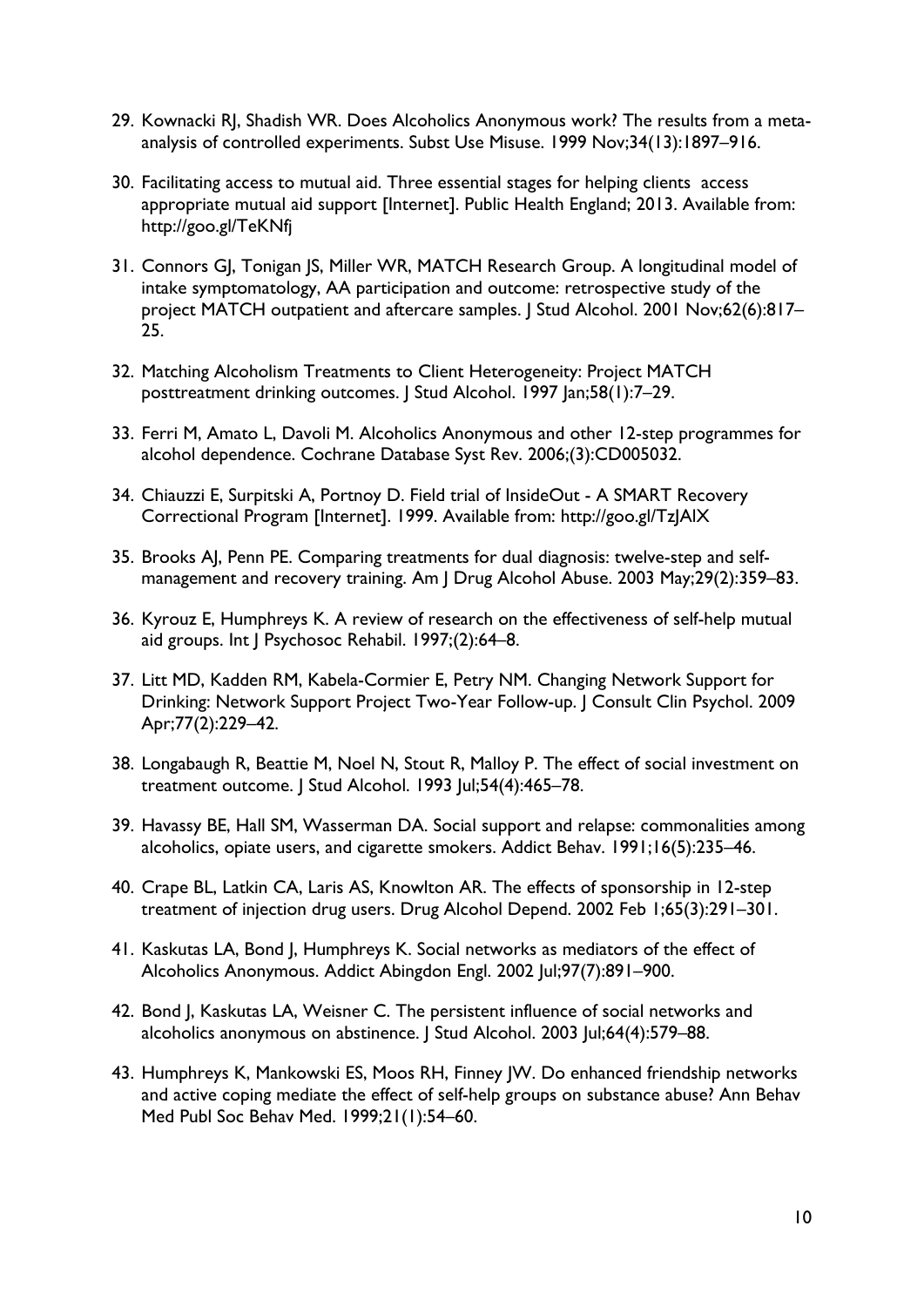29. Kownacki RJ, Shadish WR. Does Alcoholics Anonymous work? The results from a meta-analysis of controlled experiments. Subst Use Misuse. 1999 Nov;34(13):1897–916.

30. Facilitating access to mutual aid. Three essential stages for helping clients access appropriate mutual aid support [Internet]. Public Health England; 2013. Available from: http://goo.gl/TeKNfj

31. Connors GJ, Tonigan JS, Miller WR, MATCH Research Group. A longitudinal model of intake symptomatology, AA participation and outcome: retrospective study of the project MATCH outpatient and aftercare samples. J Stud Alcohol. 2001 Nov;62(6):817–25.

32. Matching Alcoholism Treatments to Client Heterogeneity: Project MATCH posttreatment drinking outcomes. J Stud Alcohol. 1997 Jan;58(1):7–29.

33. Ferri M, Amato L, Davoli M. Alcoholics Anonymous and other 12-step programmes for alcohol dependence. Cochrane Database Syst Rev. 2006;(3):CD005032.

34. Chiauzzi E, Surpitski A, Portnoy D. Field trial of InsideOut - A SMART Recovery Correctional Program [Internet]. 1999. Available from: http://goo.gl/TzJAlX

35. Brooks AJ, Penn PE. Comparing treatments for dual diagnosis: twelve-step and self-management and recovery training. Am J Drug Alcohol Abuse. 2003 May;29(2):359–83.

36. Kyrouz E, Humphreys K. A review of research on the effectiveness of self-help mutual aid groups. Int J Psychosoc Rehabil. 1997;(2):64–8.

37. Litt MD, Kadden RM, Kabela-Cormier E, Petry NM. Changing Network Support for Drinking: Network Support Project Two-Year Follow-up. J Consult Clin Psychol. 2009 Apr;77(2):229–42.

38. Longabaugh R, Beattie M, Noel N, Stout R, Malloy P. The effect of social investment on treatment outcome. J Stud Alcohol. 1993 Jul;54(4):465–78.

39. Havassy BE, Hall SM, Wasserman DA. Social support and relapse: commonalities among alcoholics, opiate users, and cigarette smokers. Addict Behav. 1991;16(5):235–46.

40. Crape BL, Latkin CA, Laris AS, Knowlton AR. The effects of sponsorship in 12-step treatment of injection drug users. Drug Alcohol Depend. 2002 Feb 1;65(3):291–301.

41. Kaskutas LA, Bond J, Humphreys K. Social networks as mediators of the effect of Alcoholics Anonymous. Addict Abingdon Engl. 2002 Jul;97(7):891–900.

42. Bond J, Kaskutas LA, Weisner C. The persistent influence of social networks and alcoholics anonymous on abstinence. J Stud Alcohol. 2003 Jul;64(4):579–88.

43. Humphreys K, Mankowski ES, Moos RH, Finney JW. Do enhanced friendship networks and active coping mediate the effect of self-help groups on substance abuse? Ann Behav Med Publ Soc Behav Med. 1999;21(1):54–60.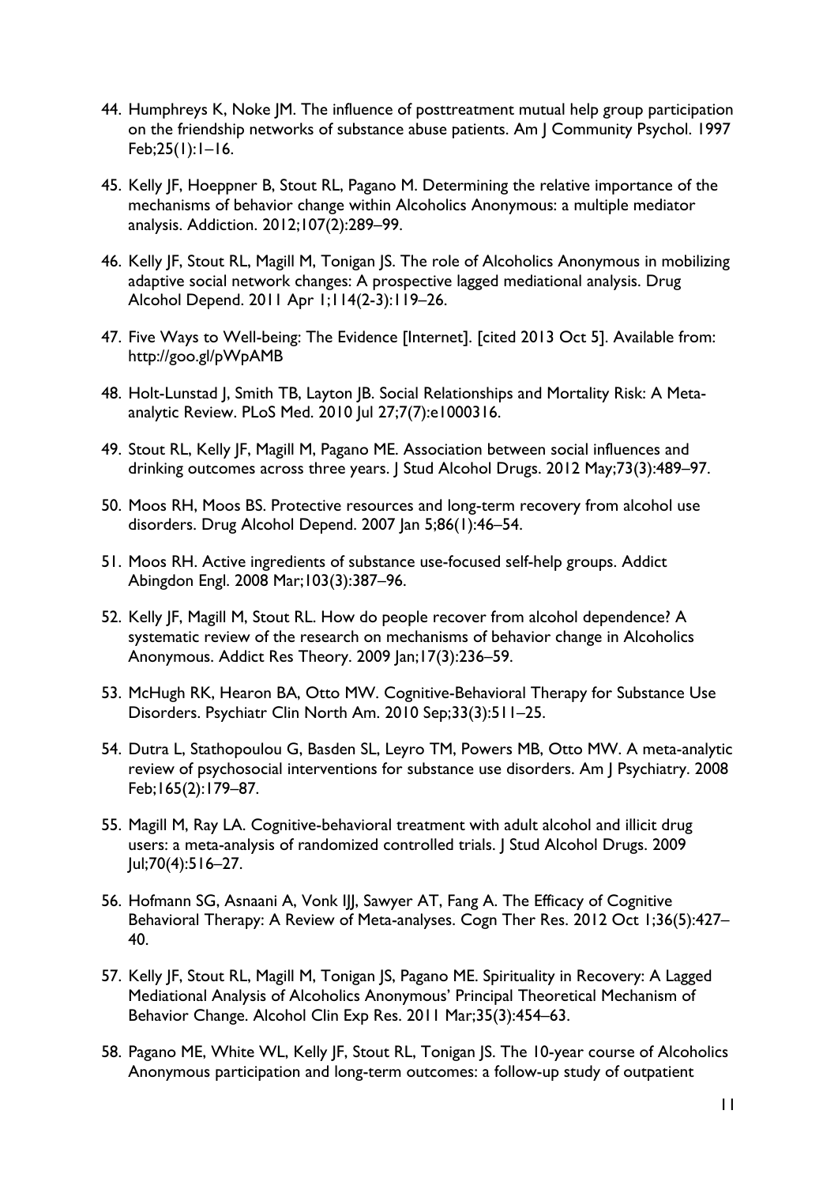44. Humphreys K, Noke JM. The influence of posttreatment mutual help group participation on the friendship networks of substance abuse patients. Am J Community Psychol. 1997 Feb;25(1):1–16.

45. Kelly JF, Hoeppner B, Stout RL, Pagano M. Determining the relative importance of the mechanisms of behavior change within Alcoholics Anonymous: a multiple mediator analysis. Addiction. 2012;107(2):289–99.

46. Kelly JF, Stout RL, Magill M, Tonigan JS. The role of Alcoholics Anonymous in mobilizing adaptive social network changes: A prospective lagged mediational analysis. Drug Alcohol Depend. 2011 Apr 1;114(2-3):119–26.

47. Five Ways to Well-being: The Evidence [Internet]. [cited 2013 Oct 5]. Available from: http://goo.gl/pWpAMB

48. Holt-Lunstad J, Smith TB, Layton JB. Social Relationships and Mortality Risk: A Meta-analytic Review. PLoS Med. 2010 Jul 27;7(7):e1000316.

49. Stout RL, Kelly JF, Magill M, Pagano ME. Association between social influences and drinking outcomes across three years. J Stud Alcohol Drugs. 2012 May;73(3):489–97.

50. Moos RH, Moos BS. Protective resources and long-term recovery from alcohol use disorders. Drug Alcohol Depend. 2007 Jan 5;86(1):46–54.

51. Moos RH. Active ingredients of substance use-focused self-help groups. Addict Abingdon Engl. 2008 Mar;103(3):387–96.

52. Kelly JF, Magill M, Stout RL. How do people recover from alcohol dependence? A systematic review of the research on mechanisms of behavior change in Alcoholics Anonymous. Addict Res Theory. 2009 Jan;17(3):236–59.

53. McHugh RK, Hearon BA, Otto MW. Cognitive-Behavioral Therapy for Substance Use Disorders. Psychiatr Clin North Am. 2010 Sep;33(3):511–25.

54. Dutra L, Stathopoulou G, Basden SL, Leyro TM, Powers MB, Otto MW. A meta-analytic review of psychosocial interventions for substance use disorders. Am J Psychiatry. 2008 Feb;165(2):179–87.

55. Magill M, Ray LA. Cognitive-behavioral treatment with adult alcohol and illicit drug users: a meta-analysis of randomized controlled trials. J Stud Alcohol Drugs. 2009 Jul;70(4):516–27.

56. Hofmann SG, Asnaani A, Vonk IJJ, Sawyer AT, Fang A. The Efficacy of Cognitive Behavioral Therapy: A Review of Meta-analyses. Cogn Ther Res. 2012 Oct 1;36(5):427–40.

57. Kelly JF, Stout RL, Magill M, Tonigan JS, Pagano ME. Spirituality in Recovery: A Lagged Mediational Analysis of Alcoholics Anonymous' Principal Theoretical Mechanism of Behavior Change. Alcohol Clin Exp Res. 2011 Mar;35(3):454–63.

58. Pagano ME, White WL, Kelly JF, Stout RL, Tonigan JS. The 10-year course of Alcoholics Anonymous participation and long-term outcomes: a follow-up study of outpatient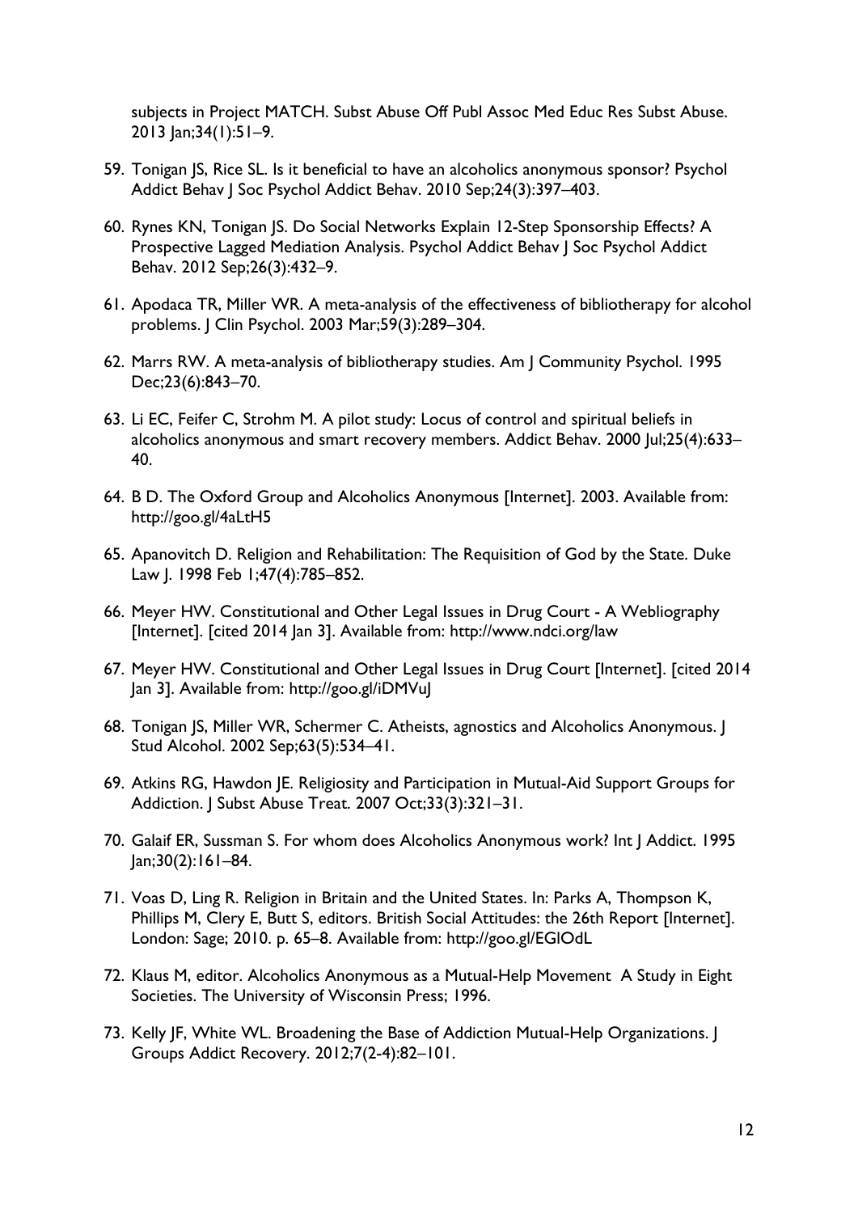subjects in Project MATCH. Subst Abuse Off Publ Assoc Med Educ Res Subst Abuse. 2013 Jan;34(1):51–9.

59. Tonigan JS, Rice SL. Is it beneficial to have an alcoholics anonymous sponsor? Psychol Addict Behav J Soc Psychol Addict Behav. 2010 Sep;24(3):397–403.

60. Rynes KN, Tonigan JS. Do Social Networks Explain 12-Step Sponsorship Effects? A Prospective Lagged Mediation Analysis. Psychol Addict Behav J Soc Psychol Addict Behav. 2012 Sep;26(3):432–9.

61. Apodaca TR, Miller WR. A meta-analysis of the effectiveness of bibliotherapy for alcohol problems. J Clin Psychol. 2003 Mar;59(3):289–304.

62. Marrs RW. A meta-analysis of bibliotherapy studies. Am J Community Psychol. 1995 Dec;23(6):843–70.

63. Li EC, Feifer C, Strohm M. A pilot study: Locus of control and spiritual beliefs in alcoholics anonymous and smart recovery members. Addict Behav. 2000 Jul;25(4):633–40.

64. B D. The Oxford Group and Alcoholics Anonymous [Internet]. 2003. Available from: http://goo.gl/4aLtH5

65. Apanovitch D. Religion and Rehabilitation: The Requisition of God by the State. Duke Law J. 1998 Feb 1;47(4):785–852.

66. Meyer HW. Constitutional and Other Legal Issues in Drug Court - A Webliography [Internet]. [cited 2014 Jan 3]. Available from: http://www.ndci.org/law

67. Meyer HW. Constitutional and Other Legal Issues in Drug Court [Internet]. [cited 2014 Jan 3]. Available from: http://goo.gl/iDMVuJ

68. Tonigan JS, Miller WR, Schermer C. Atheists, agnostics and Alcoholics Anonymous. J Stud Alcohol. 2002 Sep;63(5):534–41.

69. Atkins RG, Hawdon JE. Religiosity and Participation in Mutual-Aid Support Groups for Addiction. J Subst Abuse Treat. 2007 Oct;33(3):321–31.

70. Galaif ER, Sussman S. For whom does Alcoholics Anonymous work? Int J Addict. 1995 Jan;30(2):161–84.

71. Voas D, Ling R. Religion in Britain and the United States. In: Parks A, Thompson K, Phillips M, Clery E, Butt S, editors. British Social Attitudes: the 26th Report [Internet]. London: Sage; 2010. p. 65–8. Available from: http://goo.gl/EGlOdL

72. Klaus M, editor. Alcoholics Anonymous as a Mutual-Help Movement A Study in Eight Societies. The University of Wisconsin Press; 1996.

73. Kelly JF, White WL. Broadening the Base of Addiction Mutual-Help Organizations. J Groups Addict Recovery. 2012;7(2-4):82–101.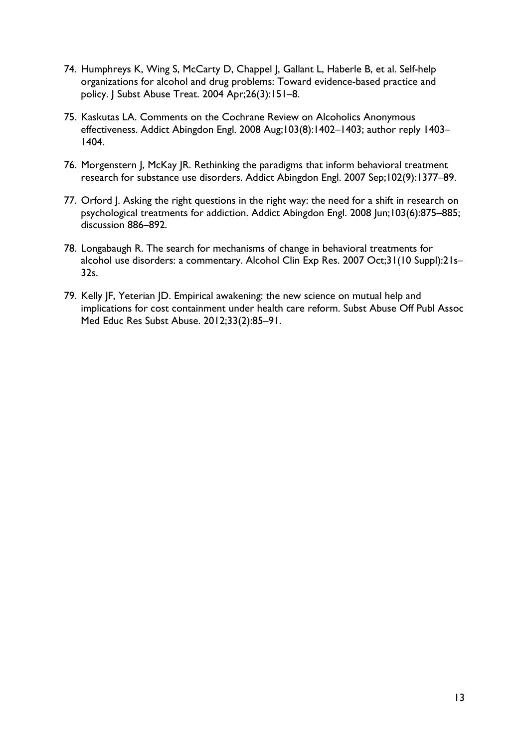74. Humphreys K, Wing S, McCarty D, Chappel J, Gallant L, Haberle B, et al. Self-help organizations for alcohol and drug problems: Toward evidence-based practice and policy. J Subst Abuse Treat. 2004 Apr;26(3):151–8.

75. Kaskutas LA. Comments on the Cochrane Review on Alcoholics Anonymous effectiveness. Addict Abingdon Engl. 2008 Aug;103(8):1402–1403; author reply 1403–1404.

76. Morgenstern J, McKay JR. Rethinking the paradigms that inform behavioral treatment research for substance use disorders. Addict Abingdon Engl. 2007 Sep;102(9):1377–89.

77. Orford J. Asking the right questions in the right way: the need for a shift in research on psychological treatments for addiction. Addict Abingdon Engl. 2008 Jun;103(6):875–885; discussion 886–892.

78. Longabaugh R. The search for mechanisms of change in behavioral treatments for alcohol use disorders: a commentary. Alcohol Clin Exp Res. 2007 Oct;31(10 Suppl):21s–32s.

79. Kelly JF, Yeterian JD. Empirical awakening: the new science on mutual help and implications for cost containment under health care reform. Subst Abuse Off Publ Assoc Med Educ Res Subst Abuse. 2012;33(2):85–91.